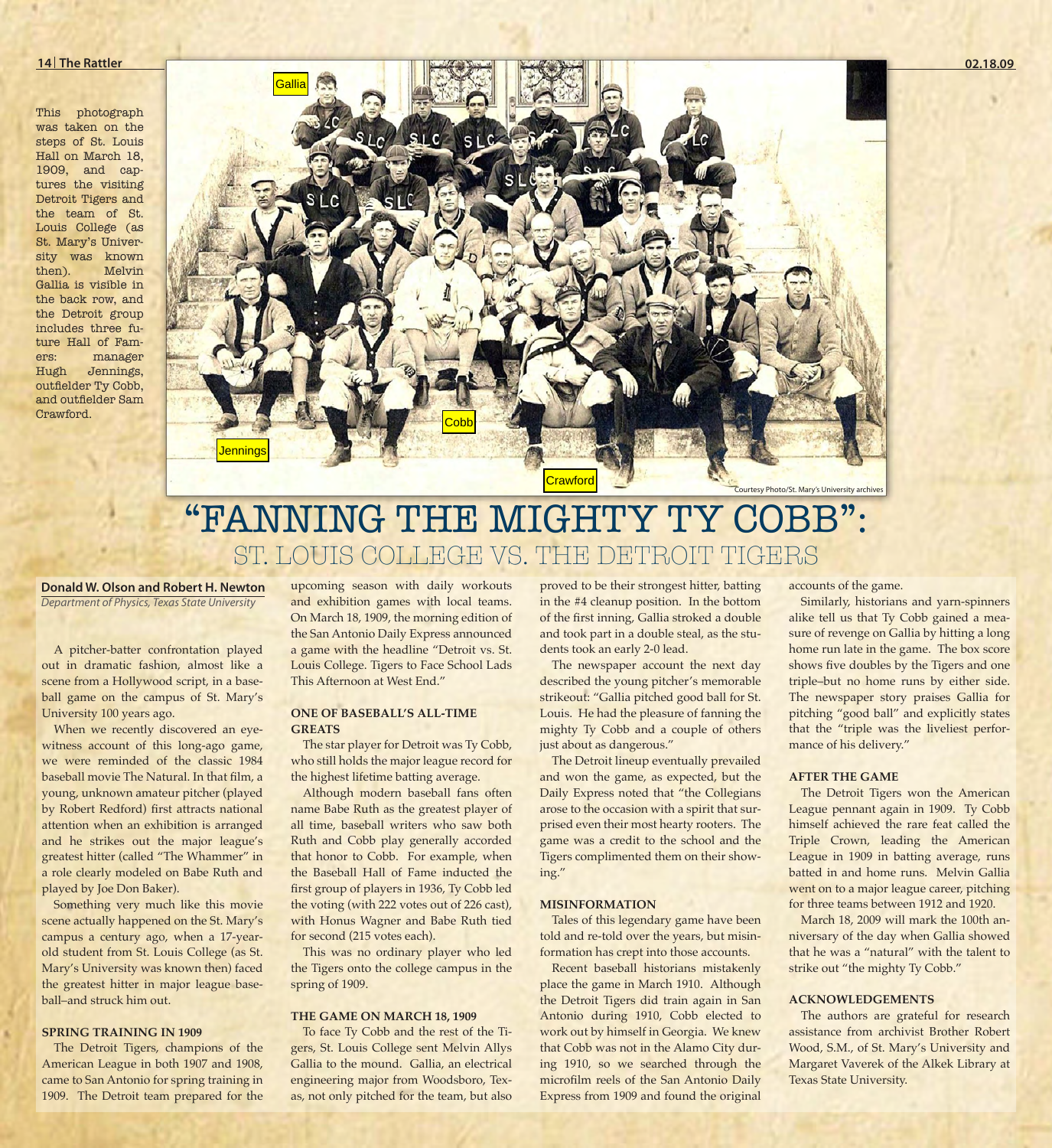This photograph was taken on the steps of St. Louis Hall on March 18, 1909, and captures the visiting Detroit Tigers and the team of St. Louis College (as St. Mary's University was known then). Melvin Gallia is visible in the back row, and the Detroit group includes three future Hall of Famers: manager Hugh Jennings, outfielder Ty Cobb, and outfielder Sam Crawford.

Gallia

Cobb

Jennings

Crawford

Courtesy Photo/St. Mary's University archives

# "FANNING THE MIGHTY TY COBB": ST. LOUIS COLLEGE VS. THE DETROIT TIGERS

**Donald W. Olson and Robert H. Newton**
*Department of Physics, Texas State University*

A pitcher-batter confrontation played out in dramatic fashion, almost like a scene from a Hollywood script, in a baseball game on the campus of St. Mary's University 100 years ago.

When we recently discovered an eyewitness account of this long-ago game, we were reminded of the classic 1984 baseball movie The Natural. In that film, a young, unknown amateur pitcher (played by Robert Redford) first attracts national attention when an exhibition is arranged and he strikes out the major league's greatest hitter (called "The Whammer" in a role clearly modeled on Babe Ruth and played by Joe Don Baker).

Something very much like this movie scene actually happened on the St. Mary's campus a century ago, when a 17-year-old student from St. Louis College (as St. Mary's University was known then) faced the greatest hitter in major league baseball–and struck him out.

### SPRING TRAINING IN 1909

The Detroit Tigers, champions of the American League in both 1907 and 1908, came to San Antonio for spring training in 1909. The Detroit team prepared for the upcoming season with daily workouts and exhibition games with local teams. On March 18, 1909, the morning edition of the San Antonio Daily Express announced a game with the headline "Detroit vs. St. Louis College. Tigers to Face School Lads This Afternoon at West End."

### ONE OF BASEBALL'S ALL-TIME GREATS

The star player for Detroit was Ty Cobb, who still holds the major league record for the highest lifetime batting average.

Although modern baseball fans often name Babe Ruth as the greatest player of all time, baseball writers who saw both Ruth and Cobb play generally accorded that honor to Cobb. For example, when the Baseball Hall of Fame inducted the first group of players in 1936, Ty Cobb led the voting (with 222 votes out of 226 cast), with Honus Wagner and Babe Ruth tied for second (215 votes each).

This was no ordinary player who led the Tigers onto the college campus in the spring of 1909.

### THE GAME ON MARCH 18, 1909

To face Ty Cobb and the rest of the Tigers, St. Louis College sent Melvin Allys Gallia to the mound. Gallia, an electrical engineering major from Woodsboro, Texas, not only pitched for the team, but also proved to be their strongest hitter, batting in the #4 cleanup position. In the bottom of the first inning, Gallia stroked a double and took part in a double steal, as the students took an early 2-0 lead.

The newspaper account the next day described the young pitcher's memorable strikeout: "Gallia pitched good ball for St. Louis. He had the pleasure of fanning the mighty Ty Cobb and a couple of others just about as dangerous."

The Detroit lineup eventually prevailed and won the game, as expected, but the Daily Express noted that "the Collegians arose to the occasion with a spirit that surprised even their most hearty rooters. The game was a credit to the school and the Tigers complimented them on their showing."

### MISINFORMATION

Tales of this legendary game have been told and re-told over the years, but misinformation has crept into those accounts.

Recent baseball historians mistakenly place the game in March 1910. Although the Detroit Tigers did train again in San Antonio during 1910, Cobb elected to work out by himself in Georgia. We knew that Cobb was not in the Alamo City during 1910, so we searched through the microfilm reels of the San Antonio Daily Express from 1909 and found the original accounts of the game.

Similarly, historians and yarn-spinners alike tell us that Ty Cobb gained a measure of revenge on Gallia by hitting a long home run late in the game. The box score shows five doubles by the Tigers and one triple–but no home runs by either side. The newspaper story praises Gallia for pitching "good ball" and explicitly states that the "triple was the liveliest performance of his delivery."

### AFTER THE GAME

The Detroit Tigers won the American League pennant again in 1909. Ty Cobb himself achieved the rare feat called the Triple Crown, leading the American League in 1909 in batting average, runs batted in and home runs. Melvin Gallia went on to a major league career, pitching for three teams between 1912 and 1920.

March 18, 2009 will mark the 100th anniversary of the day when Gallia showed that he was a "natural" with the talent to strike out "the mighty Ty Cobb."

### ACKNOWLEDGEMENTS

The authors are grateful for research assistance from archivist Brother Robert Wood, S.M., of St. Mary's University and Margaret Vaverek of the Alkek Library at Texas State University.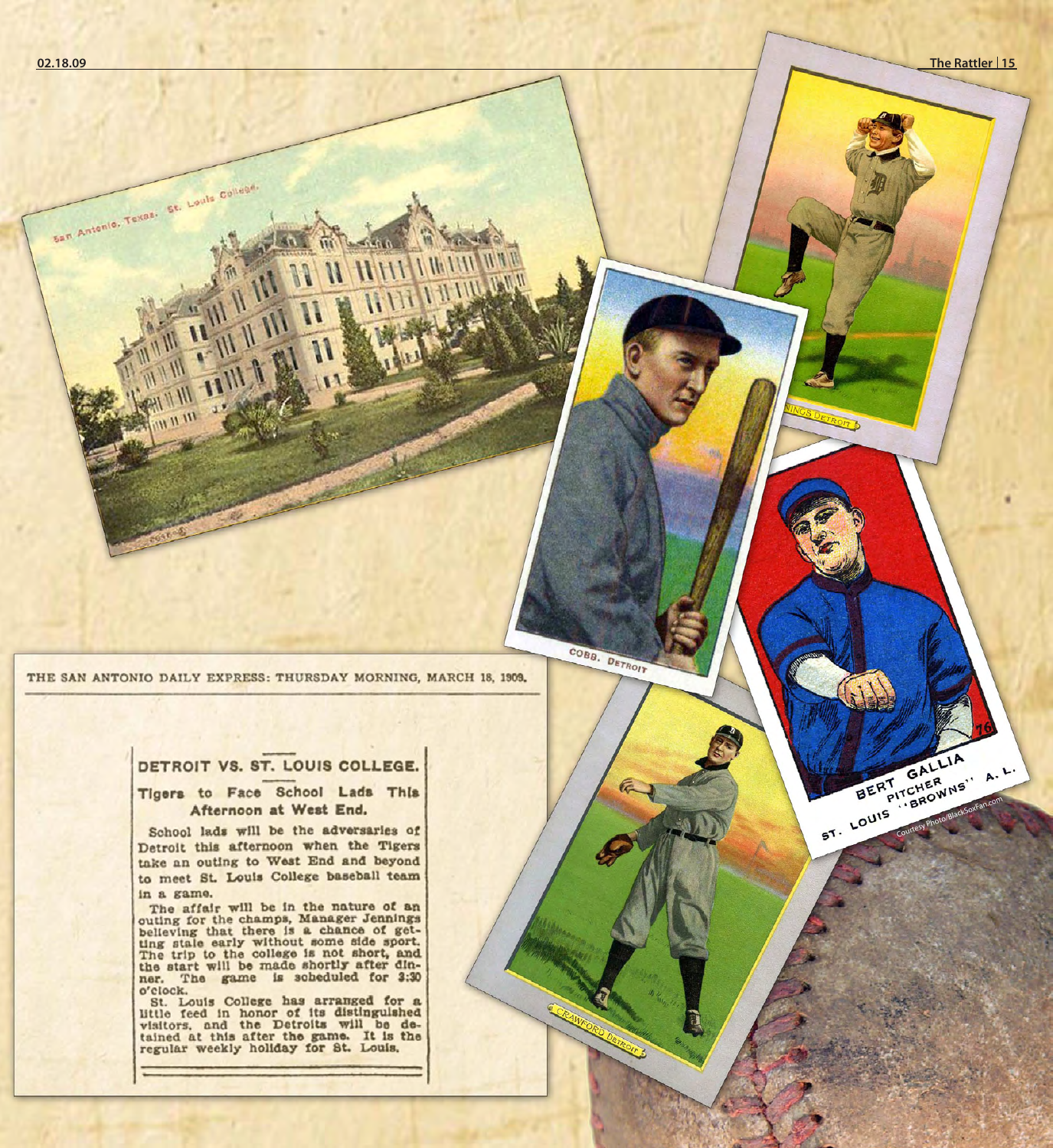THE SAN ANTONIO DAILY EXPRESS: THURSDAY MORNING, MARCH 18, 1909.

## DETROIT VS. ST. LOUIS COLLEGE.

### Tigers to Face School Lads This Afternoon at West End.

School lads will be the adversaries of Detroit this afternoon when the Tigers take an outing to West End and beyond to meet St. Louis College baseball team in a game.

The affair will be in the nature of an outing for the champs, Manager Jennings believing that there is a chance of getting stale early without some side sport. The trip to the college is not short, and the start will be made shortly after dinner. The game is scheduled for 3:30 o'clock.

St. Louis College has arranged for a little feed in honor of its distinguished visitors, and the Detroits will be detained at this after the game. It is the regular weekly holiday for St. Louis.

Courtesy Photo/BlackSoxFan.com